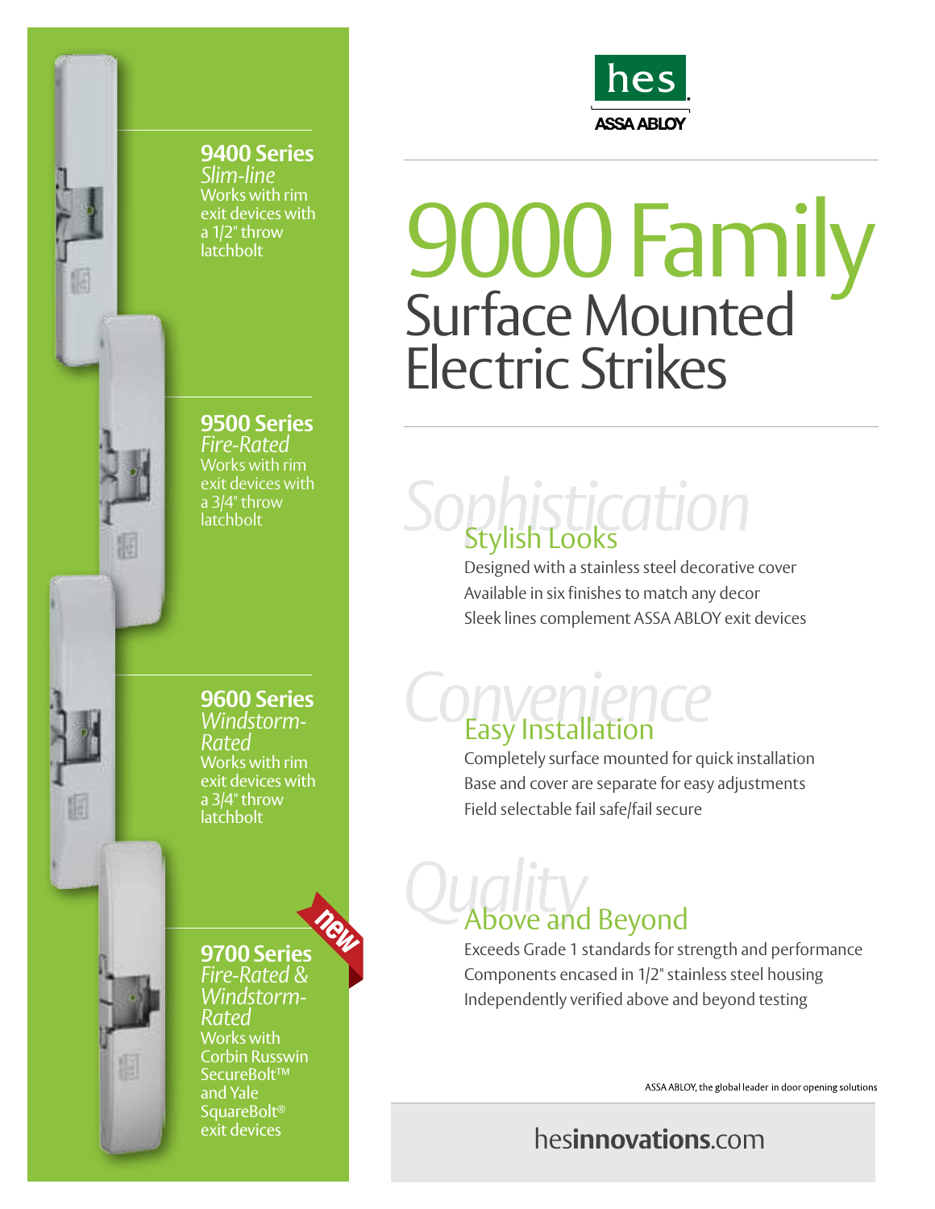hes

ASSA ABLOY

# 9000 Family

## Surface Mounted Electric Strikes

### 9400 Series
*Slim-line*
Works with rim exit devices with a 1/2" throw latchbolt

### 9500 Series
*Fire-Rated*
Works with rim exit devices with a 3/4" throw latchbolt

### 9600 Series
*Windstorm-Rated*
Works with rim exit devices with a 3/4" throw latchbolt

### 9700 Series
new
*Fire-Rated & Windstorm-Rated*
Works with Corbin Russwin SecureBolt™ and Yale SquareBolt® exit devices

## *Sophistication*
### Stylish Looks

Designed with a stainless steel decorative cover
Available in six finishes to match any decor
Sleek lines complement ASSA ABLOY exit devices

## *Convenience*
### Easy Installation

Completely surface mounted for quick installation
Base and cover are separate for easy adjustments
Field selectable fail safe/fail secure

## *Quality*
### Above and Beyond

Exceeds Grade 1 standards for strength and performance
Components encased in 1/2" stainless steel housing
Independently verified above and beyond testing

ASSA ABLOY, the global leader in door opening solutions

hes**innovations**.com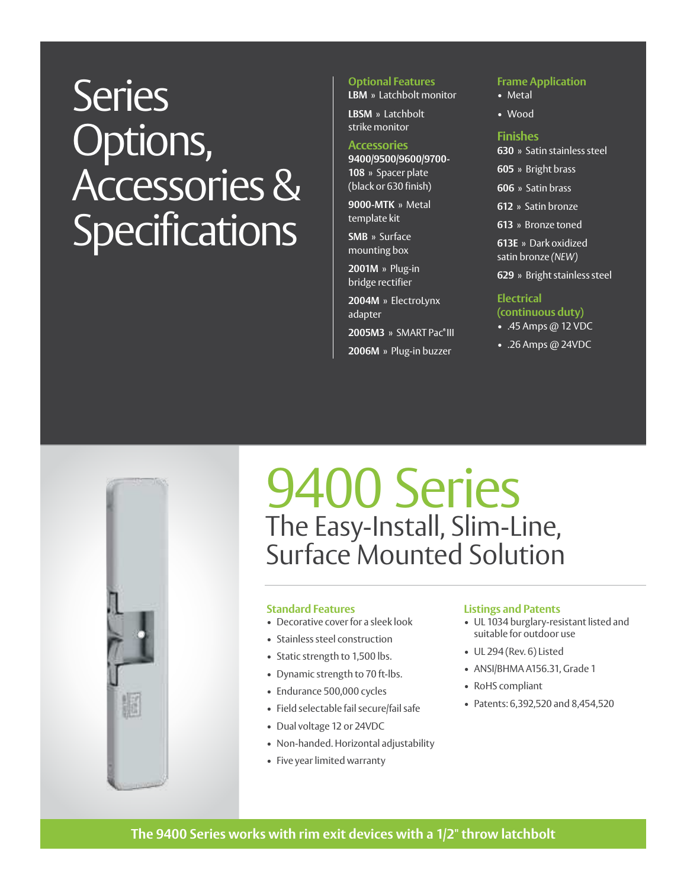# Series Options, Accessories & Specifications

### Optional Features

**LBM** » Latchbolt monitor

**LBSM** » Latchbolt strike monitor

### Accessories

**9400/9500/9600/9700-108** » Spacer plate (black or 630 finish)

**9000-MTK** » Metal template kit

**SMB** » Surface mounting box

**2001M** » Plug-in bridge rectifier

**2004M** » ElectroLynx adapter

**2005M3** » SMART Pac® III

**2006M** » Plug-in buzzer

### Frame Application

- Metal
- Wood

### Finishes

**630** » Satin stainless steel

**605** » Bright brass

**606** » Satin brass

**612** » Satin bronze

**613** » Bronze toned

**613E** » Dark oxidized satin bronze *(NEW)*

**629** » Bright stainless steel

### Electrical (continuous duty)

- .45 Amps @ 12 VDC
- .26 Amps @ 24VDC

# 9400 Series

## The Easy-Install, Slim-Line, Surface Mounted Solution

### Standard Features

- Decorative cover for a sleek look
- Stainless steel construction
- Static strength to 1,500 lbs.
- Dynamic strength to 70 ft-lbs.
- Endurance 500,000 cycles
- Field selectable fail secure/fail safe
- Dual voltage 12 or 24VDC
- Non-handed. Horizontal adjustability
- Five year limited warranty

### Listings and Patents

- UL 1034 burglary-resistant listed and suitable for outdoor use
- UL 294 (Rev. 6) Listed
- ANSI/BHMA A156.31, Grade 1
- RoHS compliant
- Patents: 6,392,520 and 8,454,520

**The 9400 Series works with rim exit devices with a 1/2" throw latchbolt**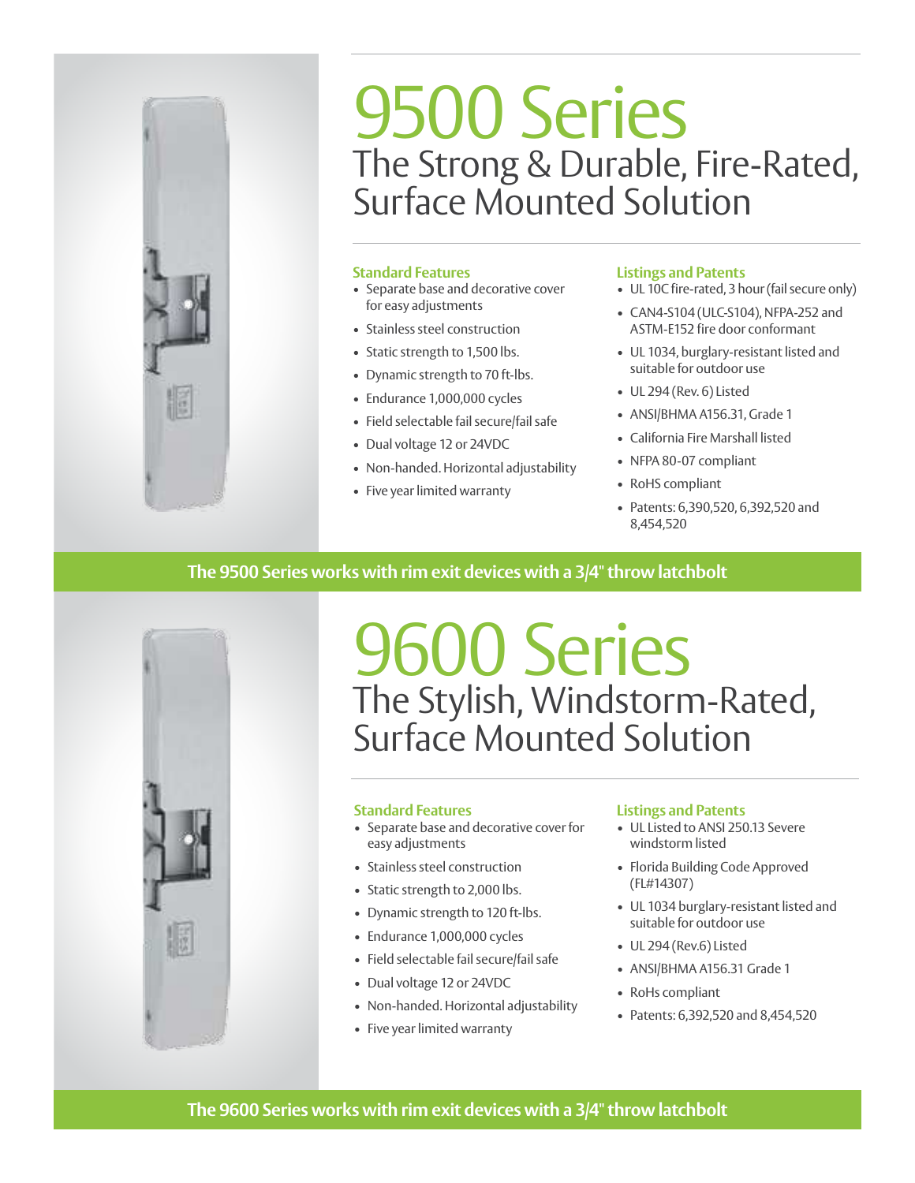# 9500 Series

## The Strong & Durable, Fire-Rated, Surface Mounted Solution

### Standard Features

- Separate base and decorative cover for easy adjustments
- Stainless steel construction
- Static strength to 1,500 lbs.
- Dynamic strength to 70 ft-lbs.
- Endurance 1,000,000 cycles
- Field selectable fail secure/fail safe
- Dual voltage 12 or 24VDC
- Non-handed. Horizontal adjustability
- Five year limited warranty

### Listings and Patents

- UL 10C fire-rated, 3 hour (fail secure only)
- CAN4-S104 (ULC-S104), NFPA-252 and ASTM-E152 fire door conformant
- UL 1034, burglary-resistant listed and suitable for outdoor use
- UL 294 (Rev. 6) Listed
- ANSI/BHMA A156.31, Grade 1
- California Fire Marshall listed
- NFPA 80-07 compliant
- RoHS compliant
- Patents: 6,390,520, 6,392,520 and 8,454,520

**The 9500 Series works with rim exit devices with a 3/4" throw latchbolt**

# 9600 Series

## The Stylish, Windstorm-Rated, Surface Mounted Solution

### Standard Features

- Separate base and decorative cover for easy adjustments
- Stainless steel construction
- Static strength to 2,000 lbs.
- Dynamic strength to 120 ft-lbs.
- Endurance 1,000,000 cycles
- Field selectable fail secure/fail safe
- Dual voltage 12 or 24VDC
- Non-handed. Horizontal adjustability
- Five year limited warranty

### Listings and Patents

- UL Listed to ANSI 250.13 Severe windstorm listed
- Florida Building Code Approved (FL#14307)
- UL 1034 burglary-resistant listed and suitable for outdoor use
- UL 294 (Rev.6) Listed
- ANSI/BHMA A156.31 Grade 1
- RoHs compliant
- Patents: 6,392,520 and 8,454,520

**The 9600 Series works with rim exit devices with a 3/4" throw latchbolt**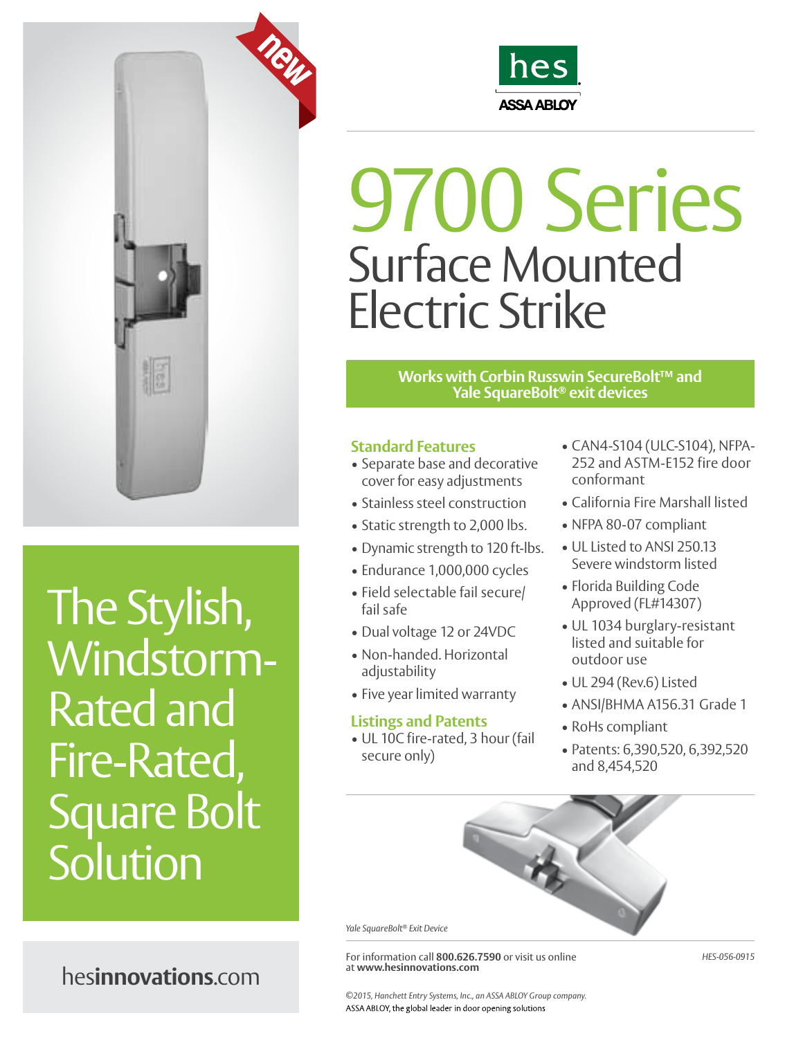new

hes

ASSA ABLOY

# 9700 Series

## Surface Mounted Electric Strike

**Works with Corbin Russwin SecureBolt™ and Yale SquareBolt® exit devices**

### Standard Features

- Separate base and decorative cover for easy adjustments
- Stainless steel construction
- Static strength to 2,000 lbs.
- Dynamic strength to 120 ft-lbs.
- Endurance 1,000,000 cycles
- Field selectable fail secure/ fail safe
- Dual voltage 12 or 24VDC
- Non-handed. Horizontal adjustability
- Five year limited warranty

### Listings and Patents

- UL 10C fire-rated, 3 hour (fail secure only)
- CAN4-S104 (ULC-S104), NFPA-252 and ASTM-E152 fire door conformant
- California Fire Marshall listed
- NFPA 80-07 compliant
- UL Listed to ANSI 250.13 Severe windstorm listed
- Florida Building Code Approved (FL#14307)
- UL 1034 burglary-resistant listed and suitable for outdoor use
- UL 294 (Rev.6) Listed
- ANSI/BHMA A156.31 Grade 1
- RoHs compliant
- Patents: 6,390,520, 6,392,520 and 8,454,520

*Yale SquareBolt® Exit Device*

## The Stylish, Windstorm-Rated and Fire-Rated, Square Bolt Solution

hes**innovations**.com

For information call **800.626.7590** or visit us online at **www.hesinnovations.com**

*HES-056-0915*

*©2015, Hanchett Entry Systems, Inc., an ASSA ABLOY Group company.*

ASSA ABLOY, the global leader in door opening solutions